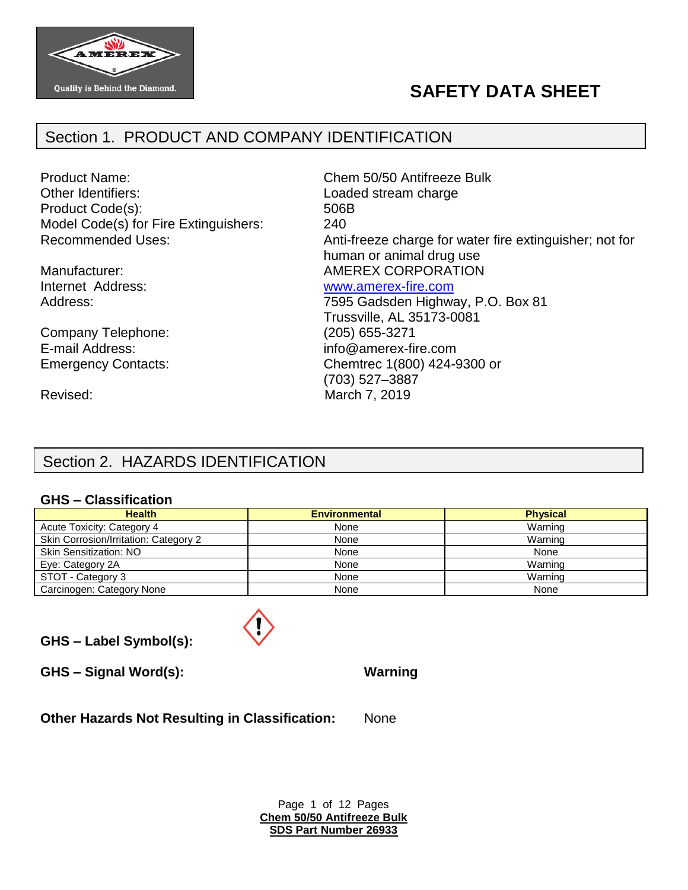# SAFETY DATA SHEET

## Section 1. PRODUCT AND COMPANY IDENTIFICATION

| | |
|---|---|
| Product Name: | Chem 50/50 Antifreeze Bulk |
| Other Identifiers: | Loaded stream charge |
| Product Code(s): | 506B |
| Model Code(s) for Fire Extinguishers: | 240 |
| Recommended Uses: | Anti-freeze charge for water fire extinguisher; not for human or animal drug use |
| Manufacturer: | AMEREX CORPORATION |
| Internet Address: | www.amerex-fire.com |
| Address: | 7595 Gadsden Highway, P.O. Box 81 Trussville, AL 35173-0081 |
| Company Telephone: | (205) 655-3271 |
| E-mail Address: | info@amerex-fire.com |
| Emergency Contacts: | Chemtrec 1(800) 424-9300 or (703) 527–3887 |
| Revised: | March 7, 2019 |

## Section 2. HAZARDS IDENTIFICATION

### GHS – Classification

| Health | Environmental | Physical |
|---|---|---|
| Acute Toxicity: Category 4 | None | Warning |
| Skin Corrosion/Irritation: Category 2 | None | Warning |
| Skin Sensitization: NO | None | None |
| Eye: Category 2A | None | Warning |
| STOT - Category 3 | None | Warning |
| Carcinogen: Category None | None | None |

**GHS – Label Symbol(s):**

**GHS – Signal Word(s):** **Warning**

**Other Hazards Not Resulting in Classification:** None

**Chem 50/50 Antifreeze Bulk**
**SDS Part Number 26933**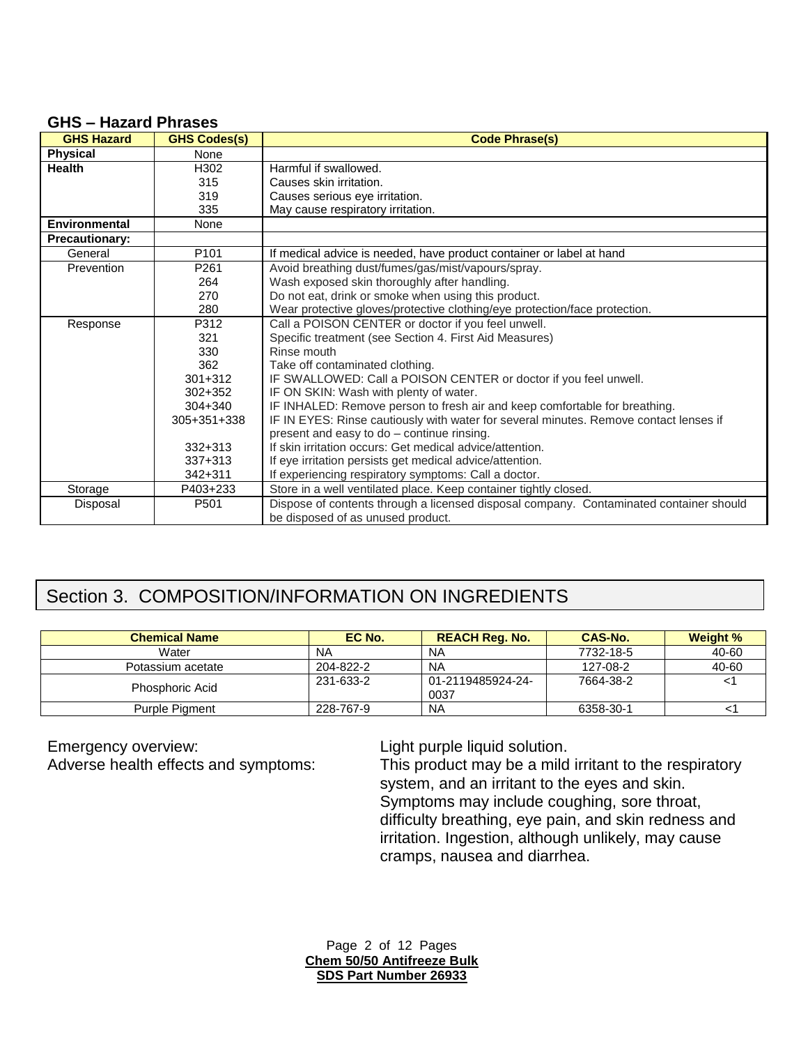## GHS – Hazard Phrases

| GHS Hazard | GHS Codes(s) | Code Phrase(s) |
|---|---|---|
| **Physical** | None | |
| **Health** | H302 | Harmful if swallowed. |
| | 315 | Causes skin irritation. |
| | 319 | Causes serious eye irritation. |
| | 335 | May cause respiratory irritation. |
| **Environmental** | None | |
| **Precautionary:** | | |
| General | P101 | If medical advice is needed, have product container or label at hand |
| Prevention | P261 | Avoid breathing dust/fumes/gas/mist/vapours/spray. |
| | 264 | Wash exposed skin thoroughly after handling. |
| | 270 | Do not eat, drink or smoke when using this product. |
| | 280 | Wear protective gloves/protective clothing/eye protection/face protection. |
| Response | P312 | Call a POISON CENTER or doctor if you feel unwell. |
| | 321 | Specific treatment (see Section 4. First Aid Measures) |
| | 330 | Rinse mouth |
| | 362 | Take off contaminated clothing. |
| | 301+312 | IF SWALLOWED: Call a POISON CENTER or doctor if you feel unwell. |
| | 302+352 | IF ON SKIN: Wash with plenty of water. |
| | 304+340 | IF INHALED: Remove person to fresh air and keep comfortable for breathing. |
| | 305+351+338 | IF IN EYES: Rinse cautiously with water for several minutes. Remove contact lenses if present and easy to do – continue rinsing. |
| | 332+313 | If skin irritation occurs: Get medical advice/attention. |
| | 337+313 | If eye irritation persists get medical advice/attention. |
| | 342+311 | If experiencing respiratory symptoms: Call a doctor. |
| Storage | P403+233 | Store in a well ventilated place. Keep container tightly closed. |
| Disposal | P501 | Dispose of contents through a licensed disposal company. Contaminated container should be disposed of as unused product. |

# Section 3. COMPOSITION/INFORMATION ON INGREDIENTS

| Chemical Name | EC No. | REACH Reg. No. | CAS-No. | Weight % |
|---|---|---|---|---|
| Water | NA | NA | 7732-18-5 | 40-60 |
| Potassium acetate | 204-822-2 | NA | 127-08-2 | 40-60 |
| Phosphoric Acid | 231-633-2 | 01-2119485924-24-0037 | 7664-38-2 | <1 |
| Purple Pigment | 228-767-9 | NA | 6358-30-1 | <1 |

Emergency overview: Light purple liquid solution.

Adverse health effects and symptoms: This product may be a mild irritant to the respiratory system, and an irritant to the eyes and skin. Symptoms may include coughing, sore throat, difficulty breathing, eye pain, and skin redness and irritation. Ingestion, although unlikely, may cause cramps, nausea and diarrhea.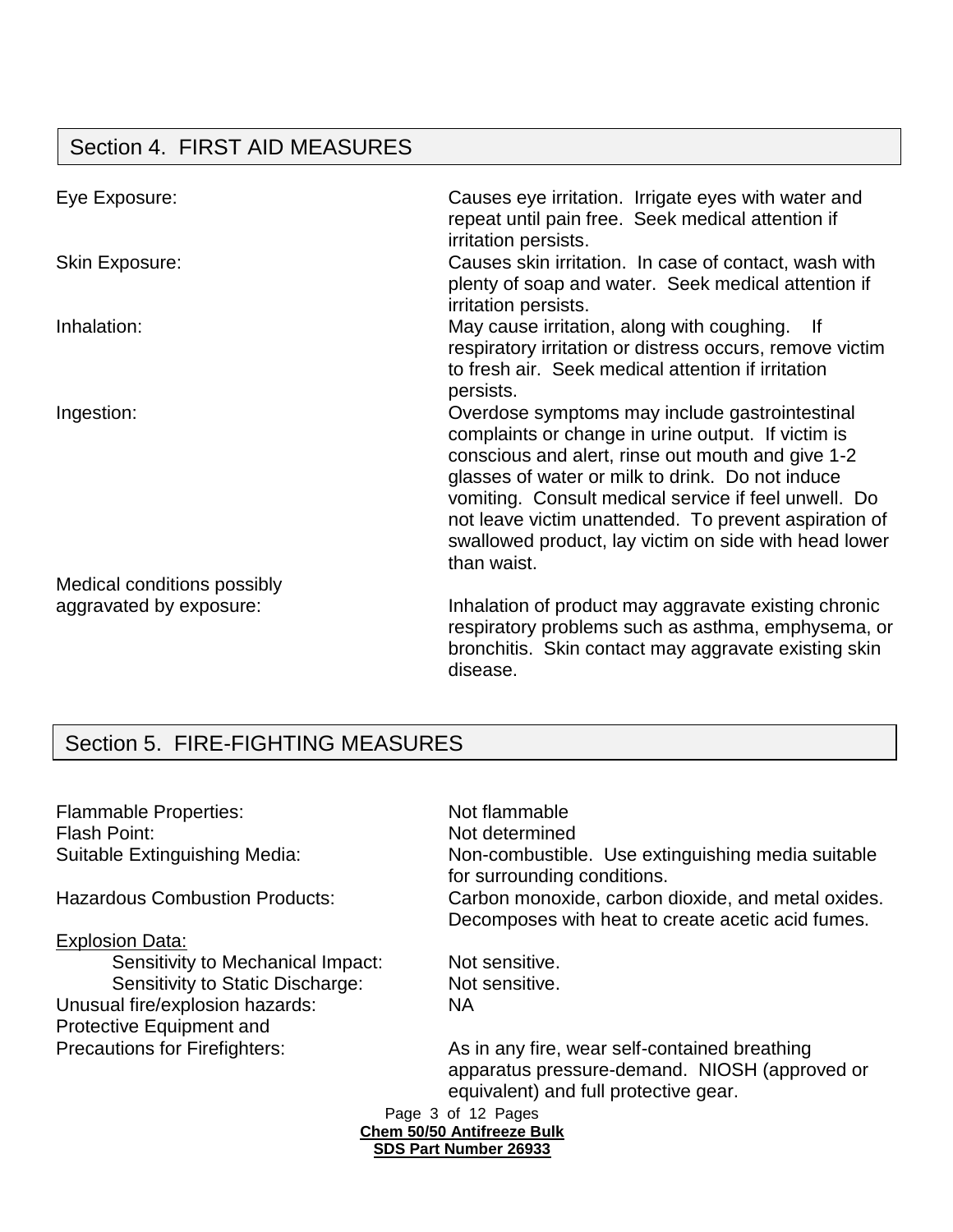## Section 4. FIRST AID MEASURES

| | |
|---|---|
| Eye Exposure: | Causes eye irritation. Irrigate eyes with water and repeat until pain free. Seek medical attention if irritation persists. |
| Skin Exposure: | Causes skin irritation. In case of contact, wash with plenty of soap and water. Seek medical attention if irritation persists. |
| Inhalation: | May cause irritation, along with coughing. If respiratory irritation or distress occurs, remove victim to fresh air. Seek medical attention if irritation persists. |
| Ingestion: | Overdose symptoms may include gastrointestinal complaints or change in urine output. If victim is conscious and alert, rinse out mouth and give 1-2 glasses of water or milk to drink. Do not induce vomiting. Consult medical service if feel unwell. Do not leave victim unattended. To prevent aspiration of swallowed product, lay victim on side with head lower than waist. |
| Medical conditions possibly aggravated by exposure: | Inhalation of product may aggravate existing chronic respiratory problems such as asthma, emphysema, or bronchitis. Skin contact may aggravate existing skin disease. |

## Section 5. FIRE-FIGHTING MEASURES

| | |
|---|---|
| Flammable Properties: | Not flammable |
| Flash Point: | Not determined |
| Suitable Extinguishing Media: | Non-combustible. Use extinguishing media suitable for surrounding conditions. |
| Hazardous Combustion Products: | Carbon monoxide, carbon dioxide, and metal oxides. Decomposes with heat to create acetic acid fumes. |

Explosion Data:

| | |
|---|---|
| Sensitivity to Mechanical Impact: | Not sensitive. |
| Sensitivity to Static Discharge: | Not sensitive. |
| Unusual fire/explosion hazards: | NA |
| Protective Equipment and Precautions for Firefighters: | As in any fire, wear self-contained breathing apparatus pressure-demand. NIOSH (approved or equivalent) and full protective gear. |

**Chem 50/50 Antifreeze Bulk**
**SDS Part Number 26933**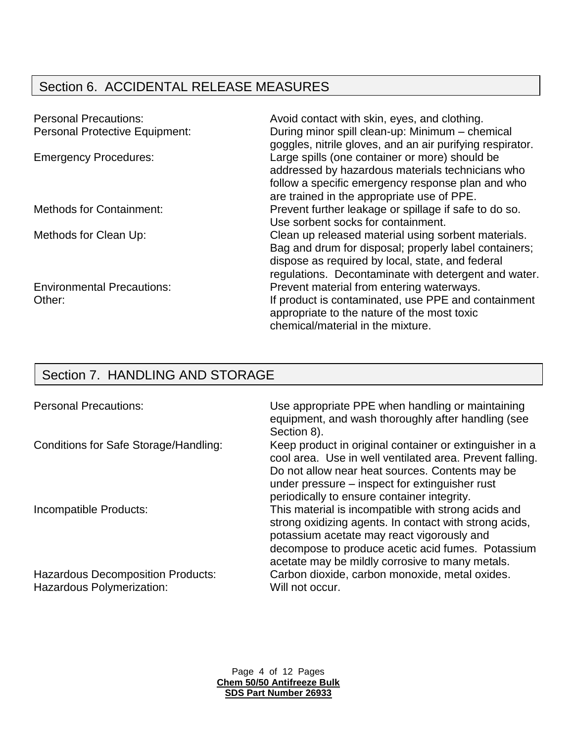## Section 6. ACCIDENTAL RELEASE MEASURES

| | |
|---|---|
| Personal Precautions: | Avoid contact with skin, eyes, and clothing. |
| Personal Protective Equipment: | During minor spill clean-up: Minimum – chemical goggles, nitrile gloves, and an air purifying respirator. |
| Emergency Procedures: | Large spills (one container or more) should be addressed by hazardous materials technicians who follow a specific emergency response plan and who are trained in the appropriate use of PPE. |
| Methods for Containment: | Prevent further leakage or spillage if safe to do so. Use sorbent socks for containment. |
| Methods for Clean Up: | Clean up released material using sorbent materials. Bag and drum for disposal; properly label containers; dispose as required by local, state, and federal regulations. Decontaminate with detergent and water. |
| Environmental Precautions: | Prevent material from entering waterways. |
| Other: | If product is contaminated, use PPE and containment appropriate to the nature of the most toxic chemical/material in the mixture. |

## Section 7. HANDLING AND STORAGE

| | |
|---|---|
| Personal Precautions: | Use appropriate PPE when handling or maintaining equipment, and wash thoroughly after handling (see Section 8). |
| Conditions for Safe Storage/Handling: | Keep product in original container or extinguisher in a cool area. Use in well ventilated area. Prevent falling. Do not allow near heat sources. Contents may be under pressure – inspect for extinguisher rust periodically to ensure container integrity. |
| Incompatible Products: | This material is incompatible with strong acids and strong oxidizing agents. In contact with strong acids, potassium acetate may react vigorously and decompose to produce acetic acid fumes. Potassium acetate may be mildly corrosive to many metals. |
| Hazardous Decomposition Products: | Carbon dioxide, carbon monoxide, metal oxides. |
| Hazardous Polymerization: | Will not occur. |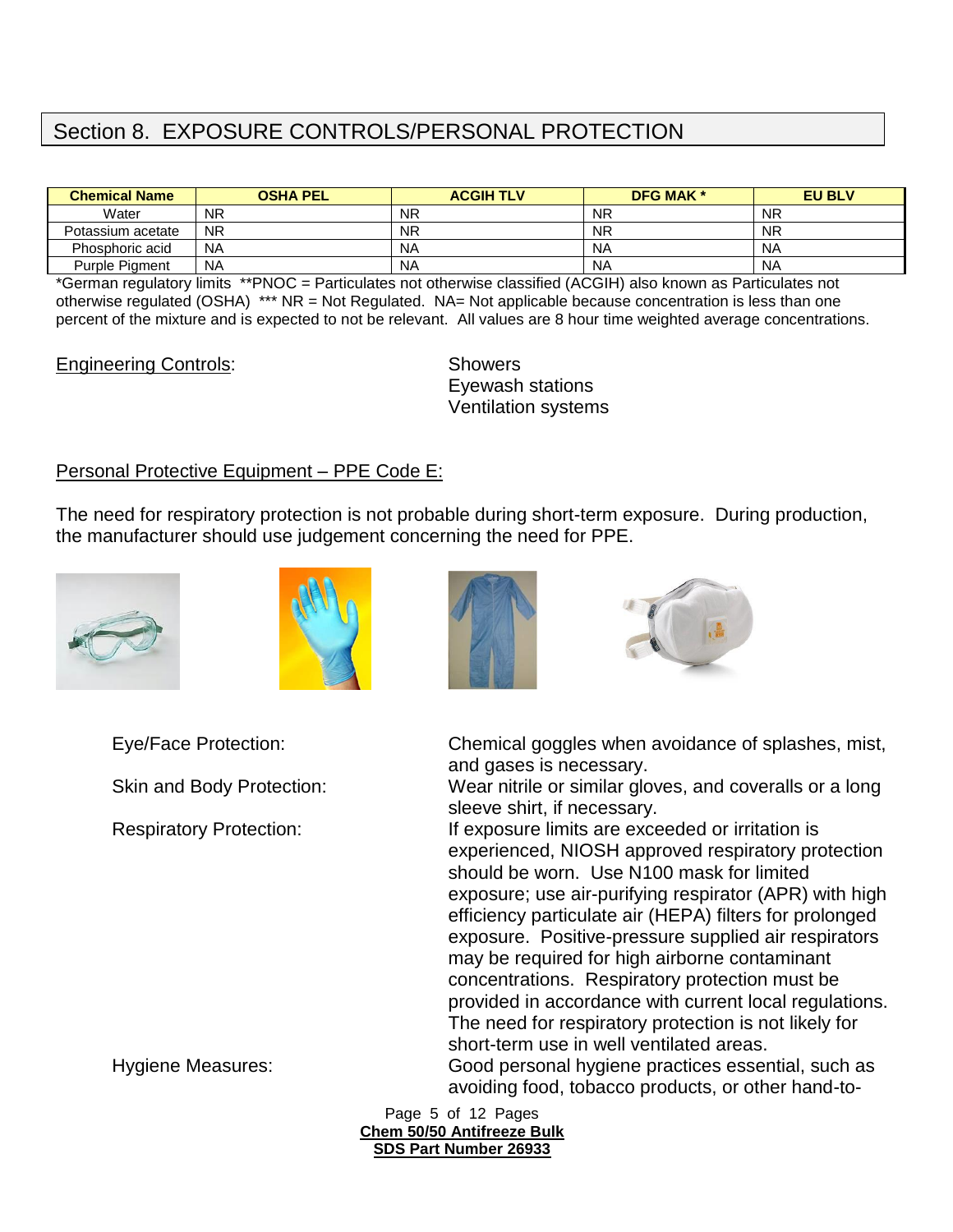## Section 8. EXPOSURE CONTROLS/PERSONAL PROTECTION

| Chemical Name | OSHA PEL | ACGIH TLV | DFG MAK * | EU BLV |
|---|---|---|---|---|
| Water | NR | NR | NR | NR |
| Potassium acetate | NR | NR | NR | NR |
| Phosphoric acid | NA | NA | NA | NA |
| Purple Pigment | NA | NA | NA | NA |

*German regulatory limits **PNOC = Particulates not otherwise classified (ACGIH) also known as Particulates not otherwise regulated (OSHA) *** NR = Not Regulated. NA= Not applicable because concentration is less than one percent of the mixture and is expected to not be relevant. All values are 8 hour time weighted average concentrations.

Engineering Controls:

Showers
Eyewash stations
Ventilation systems

Personal Protective Equipment – PPE Code E:

The need for respiratory protection is not probable during short-term exposure. During production, the manufacturer should use judgement concerning the need for PPE.

Eye/Face Protection: Chemical goggles when avoidance of splashes, mist, and gases is necessary.

Skin and Body Protection: Wear nitrile or similar gloves, and coveralls or a long sleeve shirt, if necessary.

Respiratory Protection: If exposure limits are exceeded or irritation is experienced, NIOSH approved respiratory protection should be worn. Use N100 mask for limited exposure; use air-purifying respirator (APR) with high efficiency particulate air (HEPA) filters for prolonged exposure. Positive-pressure supplied air respirators may be required for high airborne contaminant concentrations. Respiratory protection must be provided in accordance with current local regulations. The need for respiratory protection is not likely for short-term use in well ventilated areas.

Hygiene Measures: Good personal hygiene practices essential, such as avoiding food, tobacco products, or other hand-to-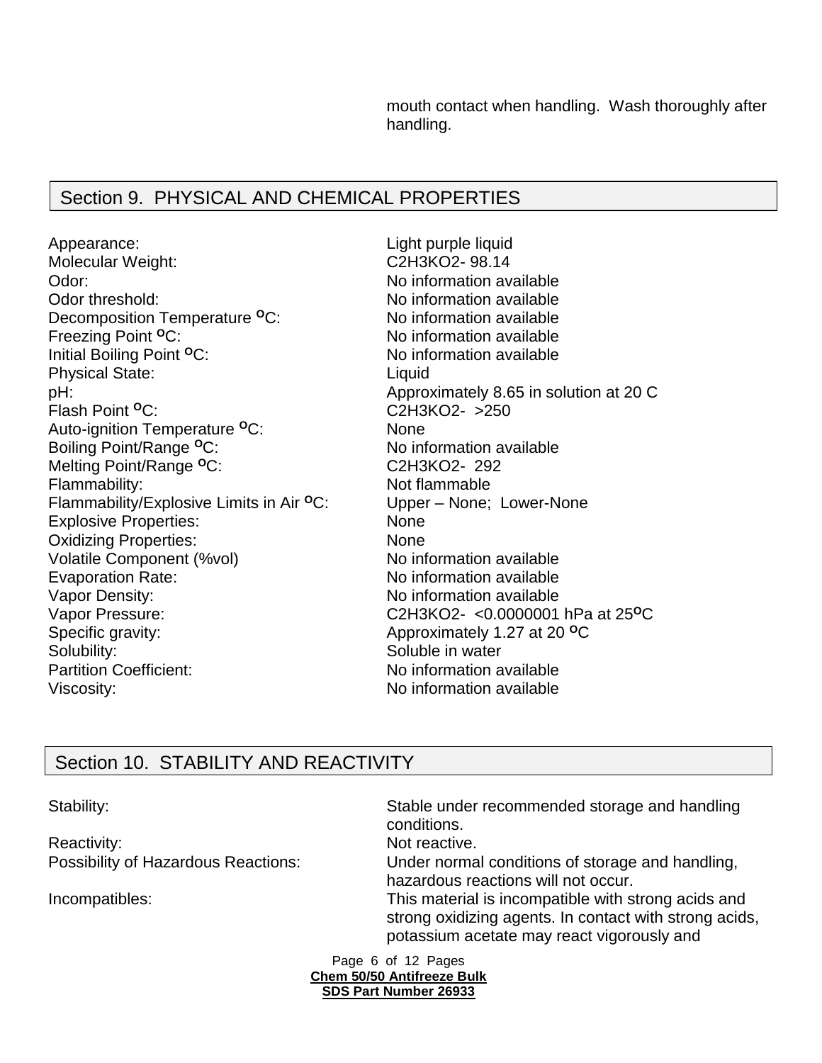mouth contact when handling. Wash thoroughly after handling.

## Section 9. PHYSICAL AND CHEMICAL PROPERTIES

| | |
|---|---|
| Appearance: | Light purple liquid |
| Molecular Weight: | $C_2H_3KO_2$- 98.14 |
| Odor: | No information available |
| Odor threshold: | No information available |
| Decomposition Temperature $^{o}$C: | No information available |
| Freezing Point $^{o}$C: | No information available |
| Initial Boiling Point $^{o}$C: | No information available |
| Physical State: | Liquid |
| pH: | Approximately 8.65 in solution at 20 C |
| Flash Point $^{o}$C: | $C_2H_3KO_2$- >250 |
| Auto-ignition Temperature $^{o}$C: | None |
| Boiling Point/Range $^{o}$C: | No information available |
| Melting Point/Range $^{o}$C: | $C_2H_3KO_2$- 292 |
| Flammability: | Not flammable |
| Flammability/Explosive Limits in Air $^{o}$C: | Upper – None; Lower-None |
| Explosive Properties: | None |
| Oxidizing Properties: | None |
| Volatile Component (%vol) | No information available |
| Evaporation Rate: | No information available |
| Vapor Density: | No information available |
| Vapor Pressure: | $C_2H_3KO_2$- <0.0000001 hPa at 25$^{o}$C |
| Specific gravity: | Approximately 1.27 at 20 $^{o}$C |
| Solubility: | Soluble in water |
| Partition Coefficient: | No information available |
| Viscosity: | No information available |

## Section 10. STABILITY AND REACTIVITY

| | |
|---|---|
| Stability: | Stable under recommended storage and handling conditions. |
| Reactivity: | Not reactive. |
| Possibility of Hazardous Reactions: | Under normal conditions of storage and handling, hazardous reactions will not occur. |
| Incompatibles: | This material is incompatible with strong acids and strong oxidizing agents. In contact with strong acids, potassium acetate may react vigorously and |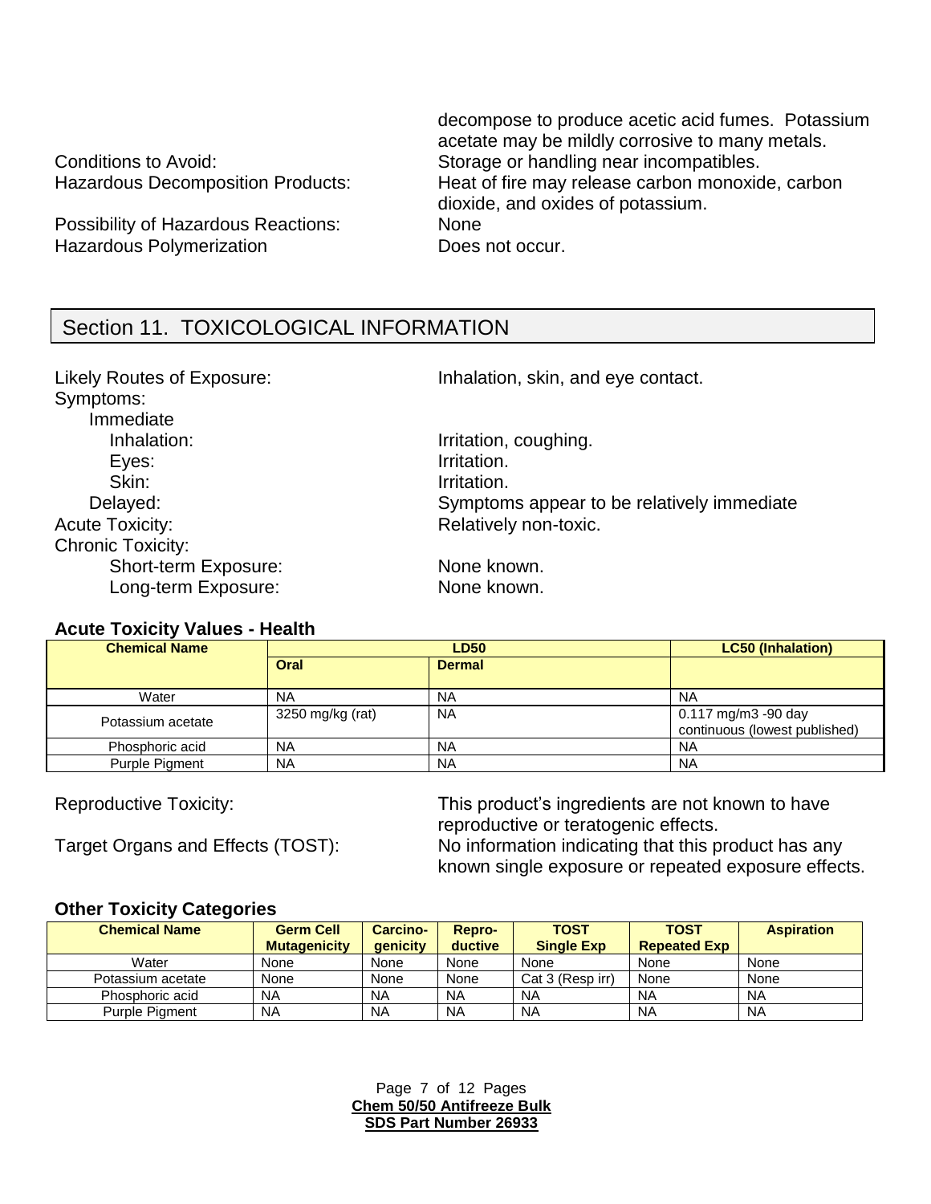decompose to produce acetic acid fumes. Potassium acetate may be mildly corrosive to many metals.

Conditions to Avoid: Storage or handling near incompatibles.

Hazardous Decomposition Products: Heat of fire may release carbon monoxide, carbon dioxide, and oxides of potassium.

Possibility of Hazardous Reactions: None

Hazardous Polymerization: Does not occur.

## Section 11. TOXICOLOGICAL INFORMATION

Likely Routes of Exposure: Inhalation, skin, and eye contact.

Symptoms:

- Immediate
  - Inhalation: Irritation, coughing.
  - Eyes: Irritation.
  - Skin: Irritation.
- Delayed: Symptoms appear to be relatively immediate

Acute Toxicity: Relatively non-toxic.

Chronic Toxicity:

- Short-term Exposure: None known.
- Long-term Exposure: None known.

### Acute Toxicity Values - Health

| Chemical Name | LD50 | | LC50 (Inhalation) |
|---|---|---|---|
| | Oral | Dermal | |
| Water | NA | NA | NA |
| Potassium acetate | 3250 mg/kg (rat) | NA | 0.117 mg/m3 -90 day continuous (lowest published) |
| Phosphoric acid | NA | NA | NA |
| Purple Pigment | NA | NA | NA |

Reproductive Toxicity: This product's ingredients are not known to have reproductive or teratogenic effects.

Target Organs and Effects (TOST): No information indicating that this product has any known single exposure or repeated exposure effects.

### Other Toxicity Categories

| Chemical Name | Germ Cell Mutagenicity | Carcino-genicity | Repro-ductive | TOST Single Exp | TOST Repeated Exp | Aspiration |
|---|---|---|---|---|---|---|
| Water | None | None | None | None | None | None |
| Potassium acetate | None | None | None | Cat 3 (Resp irr) | None | None |
| Phosphoric acid | NA | NA | NA | NA | NA | NA |
| Purple Pigment | NA | NA | NA | NA | NA | NA |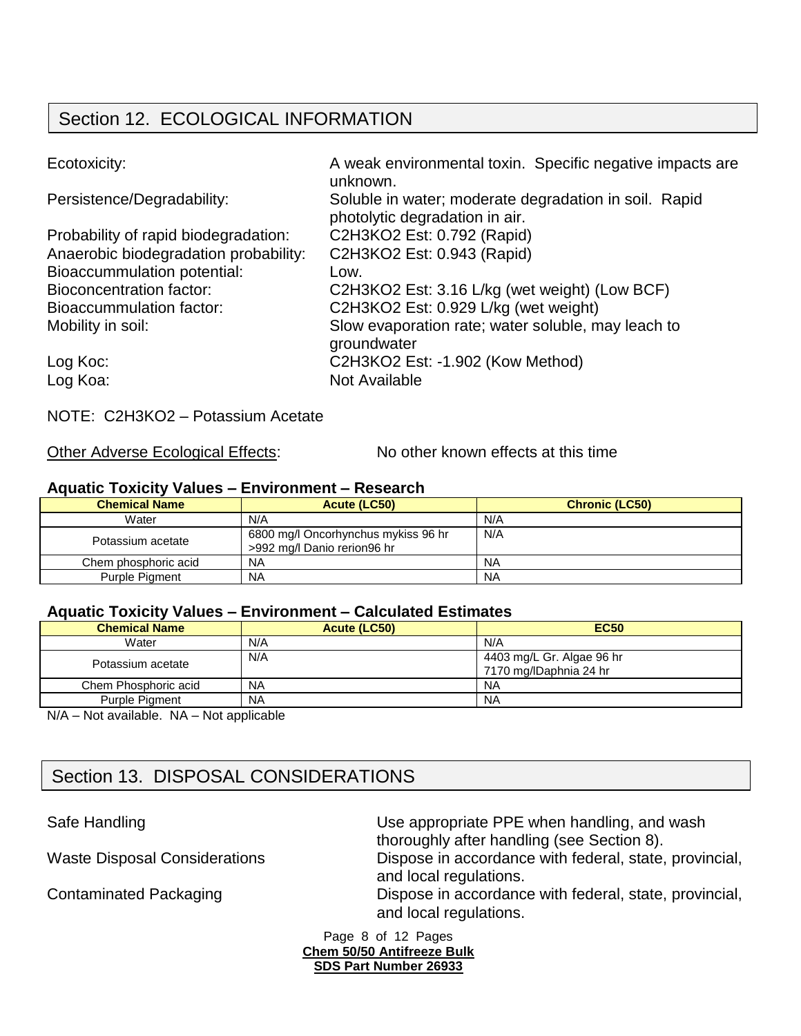## Section 12. ECOLOGICAL INFORMATION

Ecotoxicity: A weak environmental toxin. Specific negative impacts are unknown.

Persistence/Degradability: Soluble in water; moderate degradation in soil. Rapid photolytic degradation in air.

Probability of rapid biodegradation: $C_2H_3KO_2$ Est: 0.792 (Rapid)

Anaerobic biodegradation probability: $C_2H_3KO_2$ Est: 0.943 (Rapid)

Bioaccummulation potential: Low.

Bioconcentration factor: $C_2H_3KO_2$ Est: 3.16 L/kg (wet weight) (Low BCF)

Bioaccummulation factor: $C_2H_3KO_2$ Est: 0.929 L/kg (wet weight)

Mobility in soil: Slow evaporation rate; water soluble, may leach to groundwater

Log Koc: $C_2H_3KO_2$ Est: -1.902 (Kow Method)

Log Koa: Not Available

NOTE: $C_2H_3KO_2$ – Potassium Acetate

Other Adverse Ecological Effects: No other known effects at this time

### Aquatic Toxicity Values – Environment – Research

| Chemical Name | Acute (LC50) | Chronic (LC50) |
|---|---|---|
| Water | N/A | N/A |
| Potassium acetate | 6800 mg/l Oncorhynchus mykiss 96 hr<br>>992 mg/l Danio rerion96 hr | N/A |
| Chem phosphoric acid | NA | NA |
| Purple Pigment | NA | NA |

### Aquatic Toxicity Values – Environment – Calculated Estimates

| Chemical Name | Acute (LC50) | EC50 |
|---|---|---|
| Water | N/A | N/A |
| Potassium acetate | N/A | 4403 mg/L Gr. Algae 96 hr<br>7170 mg/lDaphnia 24 hr |
| Chem Phosphoric acid | NA | NA |
| Purple Pigment | NA | NA |

N/A – Not available. NA – Not applicable

## Section 13. DISPOSAL CONSIDERATIONS

Safe Handling: Use appropriate PPE when handling, and wash thoroughly after handling (see Section 8).

Waste Disposal Considerations: Dispose in accordance with federal, state, provincial, and local regulations.

Contaminated Packaging: Dispose in accordance with federal, state, provincial, and local regulations.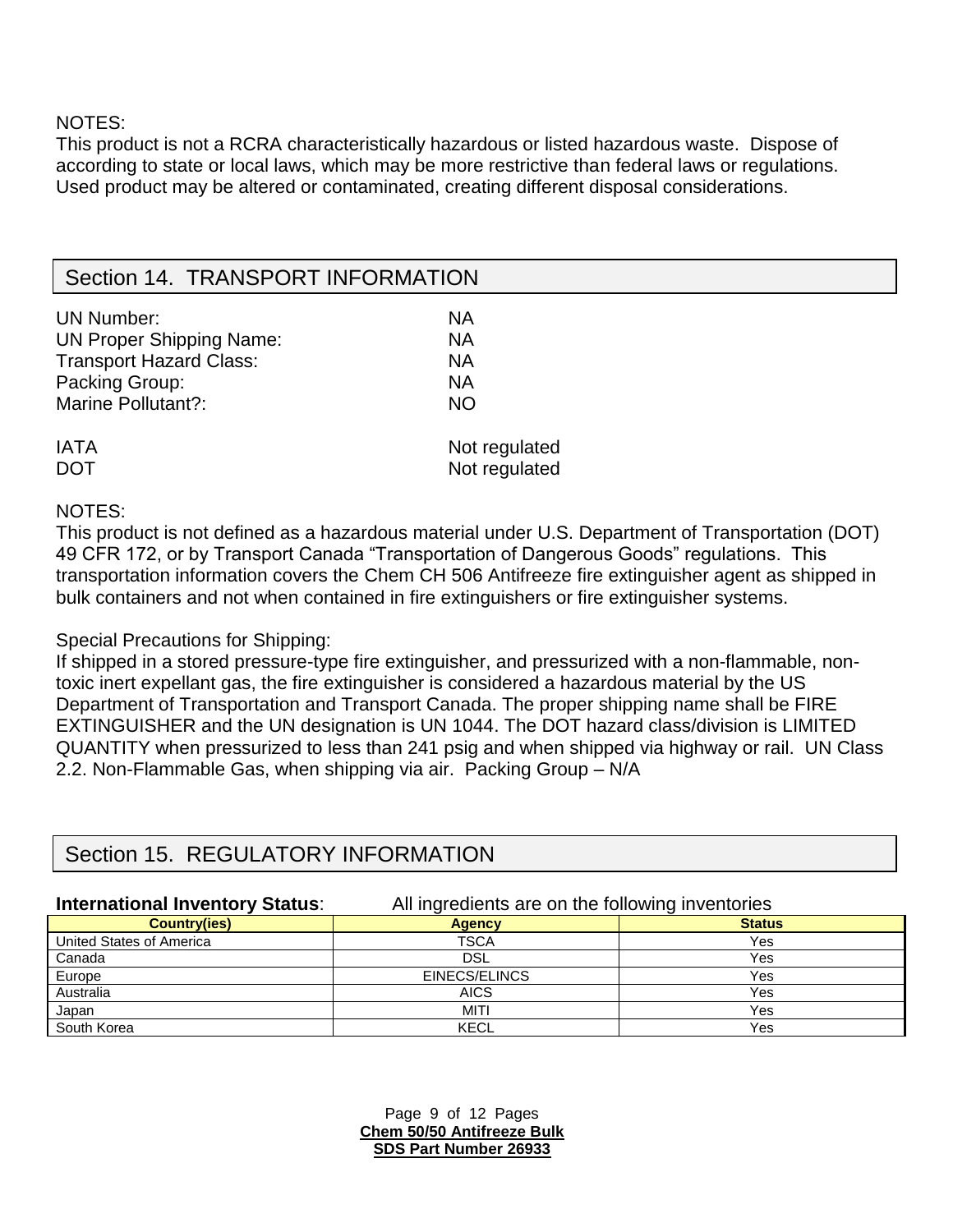NOTES:
This product is not a RCRA characteristically hazardous or listed hazardous waste. Dispose of according to state or local laws, which may be more restrictive than federal laws or regulations. Used product may be altered or contaminated, creating different disposal considerations.

## Section 14. TRANSPORT INFORMATION

| | |
|---|---|
| UN Number: | NA |
| UN Proper Shipping Name: | NA |
| Transport Hazard Class: | NA |
| Packing Group: | NA |
| Marine Pollutant?: | NO |
| IATA | Not regulated |
| DOT | Not regulated |

NOTES:
This product is not defined as a hazardous material under U.S. Department of Transportation (DOT) 49 CFR 172, or by Transport Canada "Transportation of Dangerous Goods" regulations. This transportation information covers the Chem CH 506 Antifreeze fire extinguisher agent as shipped in bulk containers and not when contained in fire extinguishers or fire extinguisher systems.

Special Precautions for Shipping:
If shipped in a stored pressure-type fire extinguisher, and pressurized with a non-flammable, non-toxic inert expellant gas, the fire extinguisher is considered a hazardous material by the US Department of Transportation and Transport Canada. The proper shipping name shall be FIRE EXTINGUISHER and the UN designation is UN 1044. The DOT hazard class/division is LIMITED QUANTITY when pressurized to less than 241 psig and when shipped via highway or rail. UN Class 2.2. Non-Flammable Gas, when shipping via air. Packing Group – N/A

## Section 15. REGULATORY INFORMATION

**International Inventory Status**: All ingredients are on the following inventories

| Country(ies) | Agency | Status |
|---|---|---|
| United States of America | TSCA | Yes |
| Canada | DSL | Yes |
| Europe | EINECS/ELINCS | Yes |
| Australia | AICS | Yes |
| Japan | MITI | Yes |
| South Korea | KECL | Yes |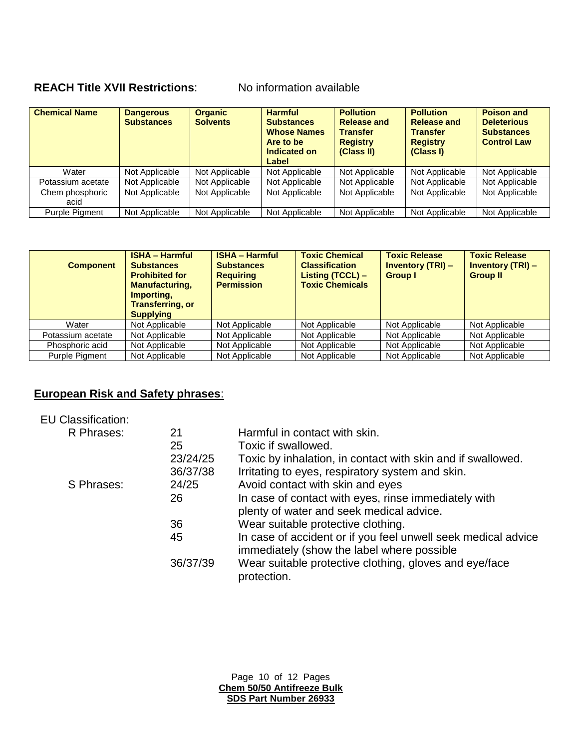**REACH Title XVII Restrictions**: No information available

| Chemical Name | Dangerous Substances | Organic Solvents | Harmful Substances Whose Names Are to be Indicated on Label | Pollution Release and Transfer Registry (Class II) | Pollution Release and Transfer Registry (Class I) | Poison and Deleterious Substances Control Law |
|---|---|---|---|---|---|---|
| Water | Not Applicable | Not Applicable | Not Applicable | Not Applicable | Not Applicable | Not Applicable |
| Potassium acetate | Not Applicable | Not Applicable | Not Applicable | Not Applicable | Not Applicable | Not Applicable |
| Chem phosphoric acid | Not Applicable | Not Applicable | Not Applicable | Not Applicable | Not Applicable | Not Applicable |
| Purple Pigment | Not Applicable | Not Applicable | Not Applicable | Not Applicable | Not Applicable | Not Applicable |

| Component | ISHA – Harmful Substances Prohibited for Manufacturing, Importing, Transferring, or Supplying | ISHA – Harmful Substances Requiring Permission | Toxic Chemical Classification Listing (TCCL) – Toxic Chemicals | Toxic Release Inventory (TRI) – Group I | Toxic Release Inventory (TRI) – Group II |
|---|---|---|---|---|---|
| Water | Not Applicable | Not Applicable | Not Applicable | Not Applicable | Not Applicable |
| Potassium acetate | Not Applicable | Not Applicable | Not Applicable | Not Applicable | Not Applicable |
| Phosphoric acid | Not Applicable | Not Applicable | Not Applicable | Not Applicable | Not Applicable |
| Purple Pigment | Not Applicable | Not Applicable | Not Applicable | Not Applicable | Not Applicable |

## European Risk and Safety phrases:

EU Classification:

R Phrases:

- 21 — Harmful in contact with skin.
- 25 — Toxic if swallowed.
- 23/24/25 — Toxic by inhalation, in contact with skin and if swallowed.
- 36/37/38 — Irritating to eyes, respiratory system and skin.

S Phrases:

- 24/25 — Avoid contact with skin and eyes
- 26 — In case of contact with eyes, rinse immediately with plenty of water and seek medical advice.
- 36 — Wear suitable protective clothing.
- 45 — In case of accident or if you feel unwell seek medical advice immediately (show the label where possible
- 36/37/39 — Wear suitable protective clothing, gloves and eye/face protection.

**Chem 50/50 Antifreeze Bulk**
**SDS Part Number 26933**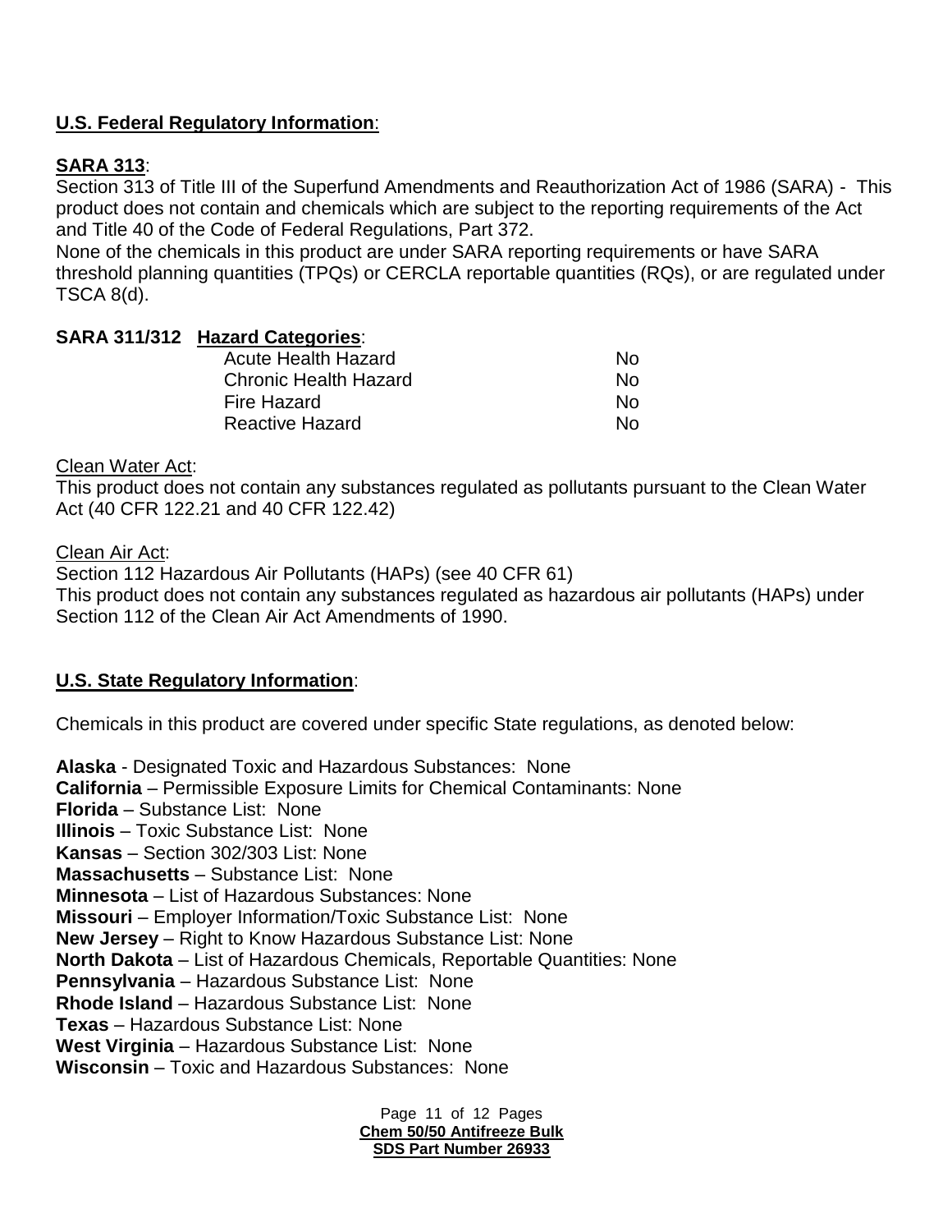**U.S. Federal Regulatory Information**:

**SARA 313**:

Section 313 of Title III of the Superfund Amendments and Reauthorization Act of 1986 (SARA) - This product does not contain and chemicals which are subject to the reporting requirements of the Act and Title 40 of the Code of Federal Regulations, Part 372.

None of the chemicals in this product are under SARA reporting requirements or have SARA threshold planning quantities (TPQs) or CERCLA reportable quantities (RQs), or are regulated under TSCA 8(d).

**SARA 311/312 Hazard Categories**:

| | |
|---|---|
| Acute Health Hazard | No |
| Chronic Health Hazard | No |
| Fire Hazard | No |
| Reactive Hazard | No |

Clean Water Act:

This product does not contain any substances regulated as pollutants pursuant to the Clean Water Act (40 CFR 122.21 and 40 CFR 122.42)

Clean Air Act:

Section 112 Hazardous Air Pollutants (HAPs) (see 40 CFR 61)

This product does not contain any substances regulated as hazardous air pollutants (HAPs) under Section 112 of the Clean Air Act Amendments of 1990.

**U.S. State Regulatory Information**:

Chemicals in this product are covered under specific State regulations, as denoted below:

**Alaska** - Designated Toxic and Hazardous Substances: None
**California** – Permissible Exposure Limits for Chemical Contaminants: None
**Florida** – Substance List: None
**Illinois** – Toxic Substance List: None
**Kansas** – Section 302/303 List: None
**Massachusetts** – Substance List: None
**Minnesota** – List of Hazardous Substances: None
**Missouri** – Employer Information/Toxic Substance List: None
**New Jersey** – Right to Know Hazardous Substance List: None
**North Dakota** – List of Hazardous Chemicals, Reportable Quantities: None
**Pennsylvania** – Hazardous Substance List: None
**Rhode Island** – Hazardous Substance List: None
**Texas** – Hazardous Substance List: None
**West Virginia** – Hazardous Substance List: None
**Wisconsin** – Toxic and Hazardous Substances: None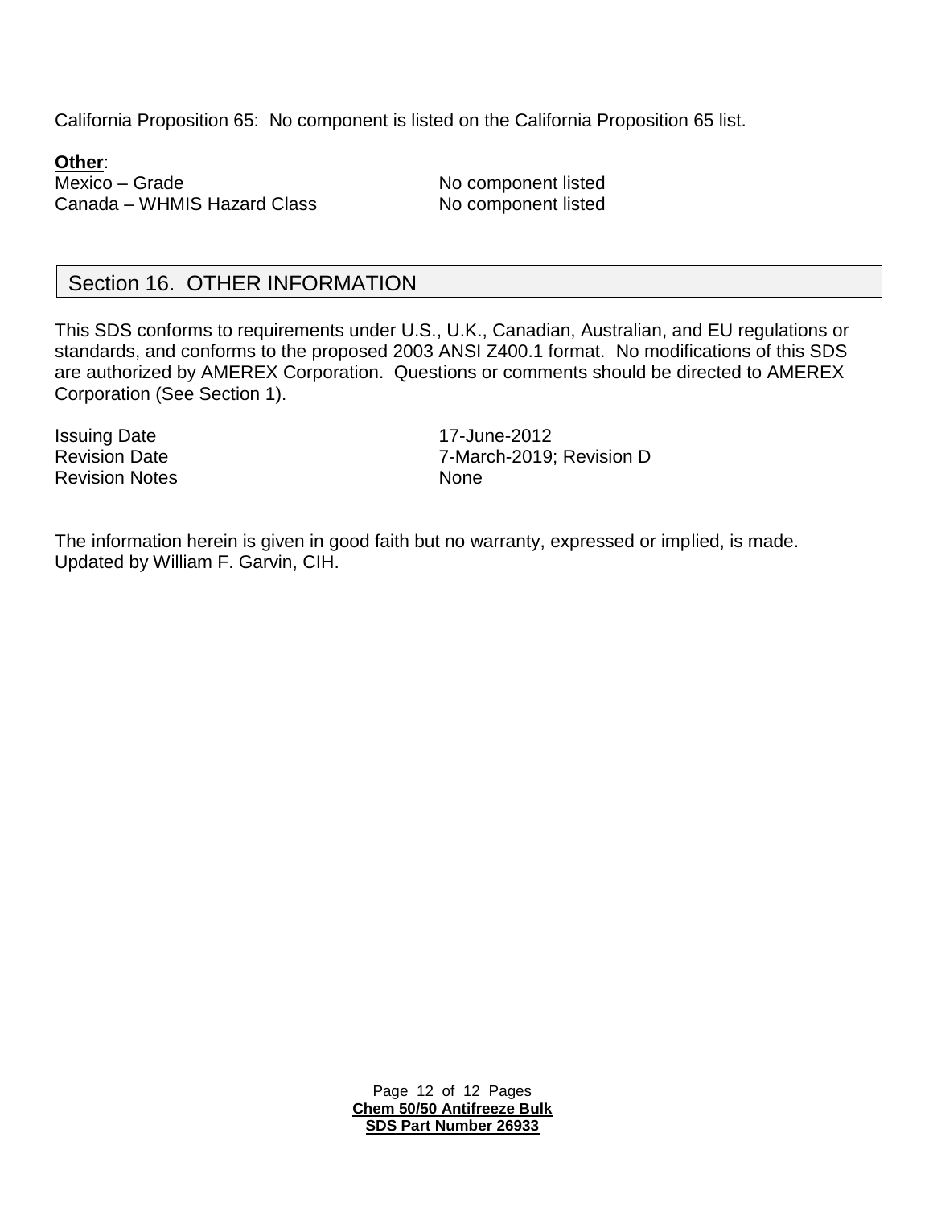California Proposition 65:  No component is listed on the California Proposition 65 list.

**Other**:

| | |
|---|---|
| Mexico – Grade | No component listed |
| Canada – WHMIS Hazard Class | No component listed |

## Section 16.  OTHER INFORMATION

This SDS conforms to requirements under U.S., U.K., Canadian, Australian, and EU regulations or standards, and conforms to the proposed 2003 ANSI Z400.1 format.  No modifications of this SDS are authorized by AMEREX Corporation.  Questions or comments should be directed to AMEREX Corporation (See Section 1).

| | |
|---|---|
| Issuing Date | 17-June-2012 |
| Revision Date | 7-March-2019; Revision D |
| Revision Notes | None |

The information herein is given in good faith but no warranty, expressed or implied, is made. Updated by William F. Garvin, CIH.